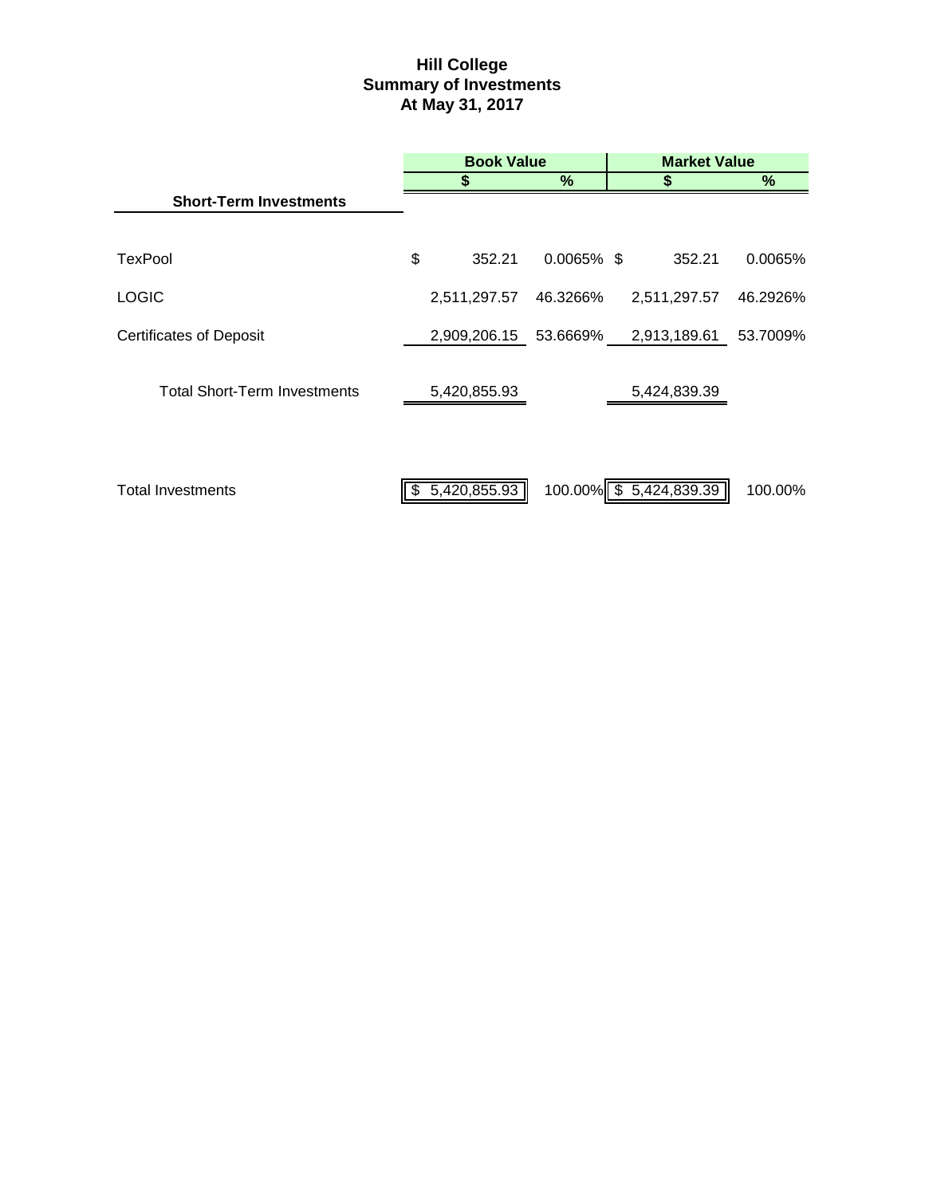# Hill College
## Summary of Investments
### At May 31, 2017

| | Book Value | | Market Value | |
|---|---|---|---|---|
| | $ | % | $ | % |
| **Short-Term Investments** | | | | |
| TexPool | $ 352.21 | 0.0065% | $ 352.21 | 0.0065% |
| LOGIC | 2,511,297.57 | 46.3266% | 2,511,297.57 | 46.2926% |
| Certificates of Deposit | 2,909,206.15 | 53.6669% | 2,913,189.61 | 53.7009% |
| Total Short-Term Investments | 5,420,855.93 | | 5,424,839.39 | |
| Total Investments | $ 5,420,855.93 | 100.00% | $ 5,424,839.39 | 100.00% |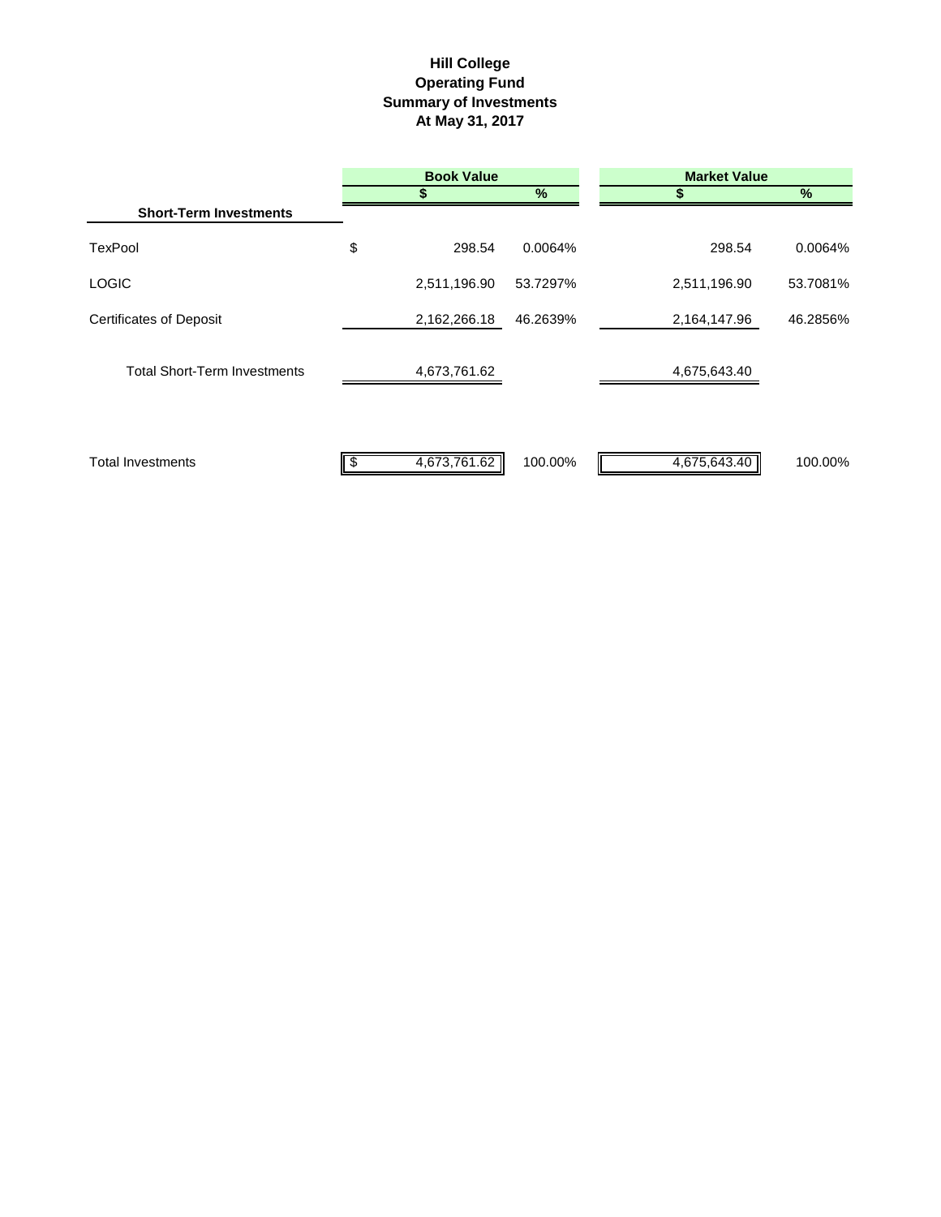**Hill College**
**Operating Fund**
**Summary of Investments**
**At May 31, 2017**

| | Book Value | | Market Value | |
|---|---|---|---|---|
| **Short-Term Investments** | **$** | **%** | **$** | **%** |
| TexPool | $ 298.54 | 0.0064% | 298.54 | 0.0064% |
| LOGIC | 2,511,196.90 | 53.7297% | 2,511,196.90 | 53.7081% |
| Certificates of Deposit | 2,162,266.18 | 46.2639% | 2,164,147.96 | 46.2856% |
| Total Short-Term Investments | 4,673,761.62 | | 4,675,643.40 | |
| Total Investments | $ 4,673,761.62 | 100.00% | 4,675,643.40 | 100.00% |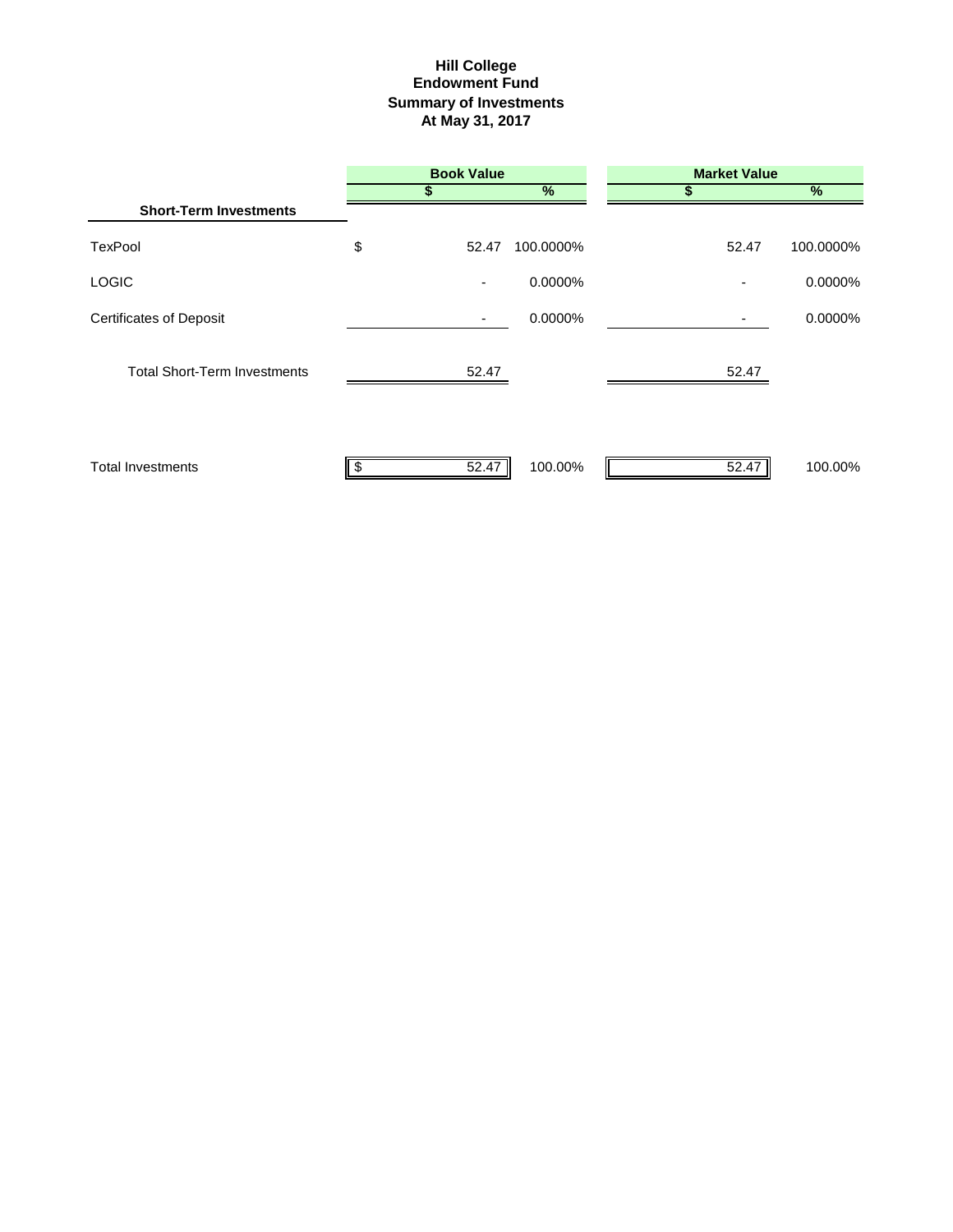# Hill College
## Endowment Fund
## Summary of Investments
## At May 31, 2017

| | Book Value | | Market Value | |
|---|---|---|---|---|
| | $ | % | $ | % |
| **Short-Term Investments** | | | | |
| TexPool | $ 52.47 | 100.0000% | 52.47 | 100.0000% |
| LOGIC | - | 0.0000% | - | 0.0000% |
| Certificates of Deposit | - | 0.0000% | - | 0.0000% |
| Total Short-Term Investments | 52.47 | | 52.47 | |
| Total Investments | $ 52.47 | 100.00% | 52.47 | 100.00% |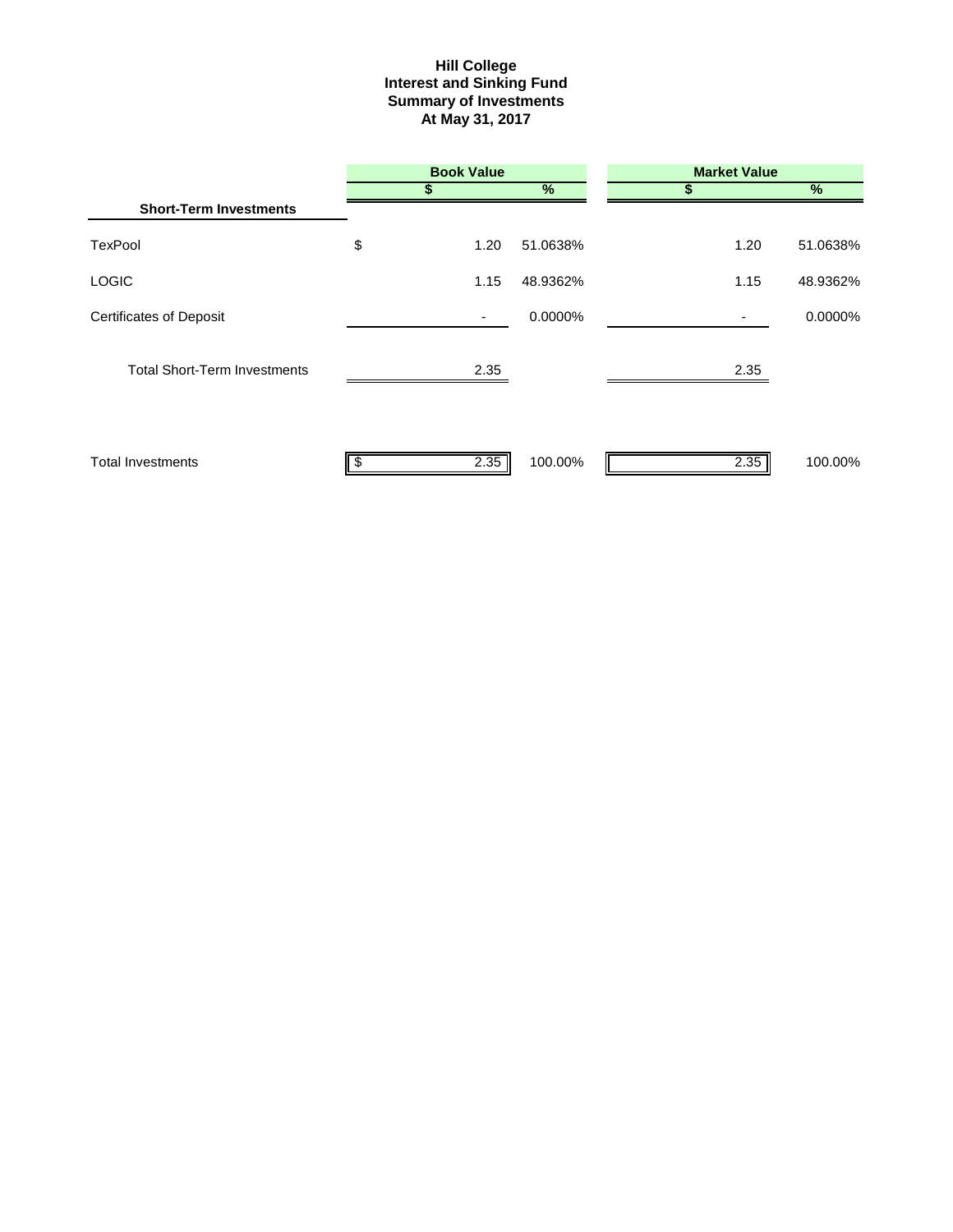# Hill College
## Interest and Sinking Fund
## Summary of Investments
## At May 31, 2017

| Short-Term Investments | Book Value $ | Book Value % | Market Value $ | Market Value % |
|---|---|---|---|---|
| TexPool | $ 1.20 | 51.0638% | 1.20 | 51.0638% |
| LOGIC | 1.15 | 48.9362% | 1.15 | 48.9362% |
| Certificates of Deposit | - | 0.0000% | - | 0.0000% |
| Total Short-Term Investments | 2.35 | | 2.35 | |
| Total Investments | $ 2.35 | 100.00% | 2.35 | 100.00% |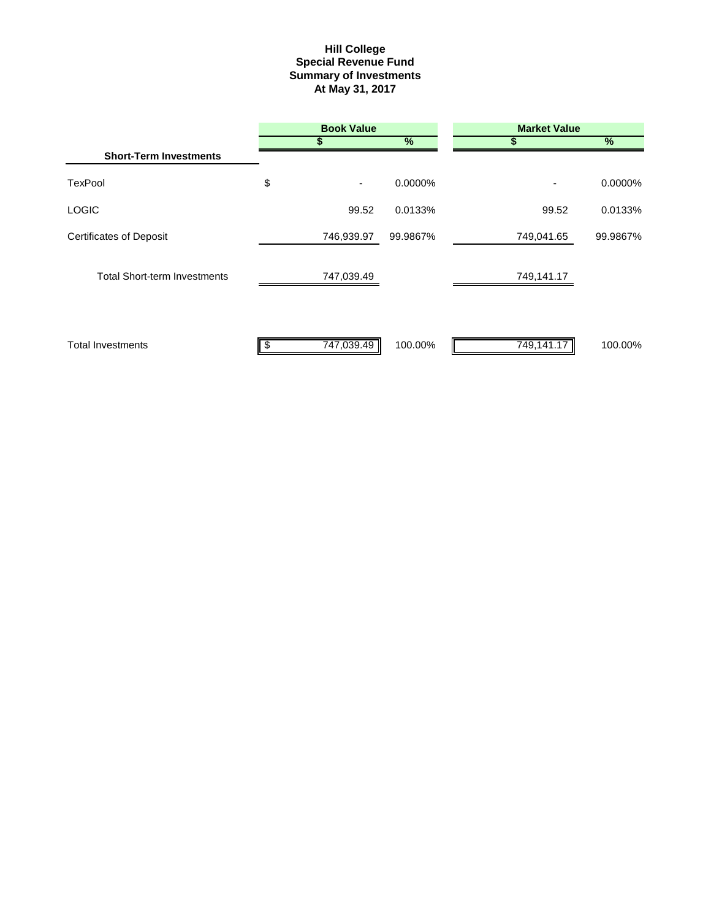# Hill College
## Special Revenue Fund
## Summary of Investments
## At May 31, 2017

| | Book Value | | Market Value | |
|---|---|---|---|---|
| | $ | % | $ | % |
| **Short-Term Investments** | | | | |
| TexPool | $ - | 0.0000% | - | 0.0000% |
| LOGIC | 99.52 | 0.0133% | 99.52 | 0.0133% |
| Certificates of Deposit | 746,939.97 | 99.9867% | 749,041.65 | 99.9867% |
| Total Short-term Investments | 747,039.49 | | 749,141.17 | |
| Total Investments | $ 747,039.49 | 100.00% | 749,141.17 | 100.00% |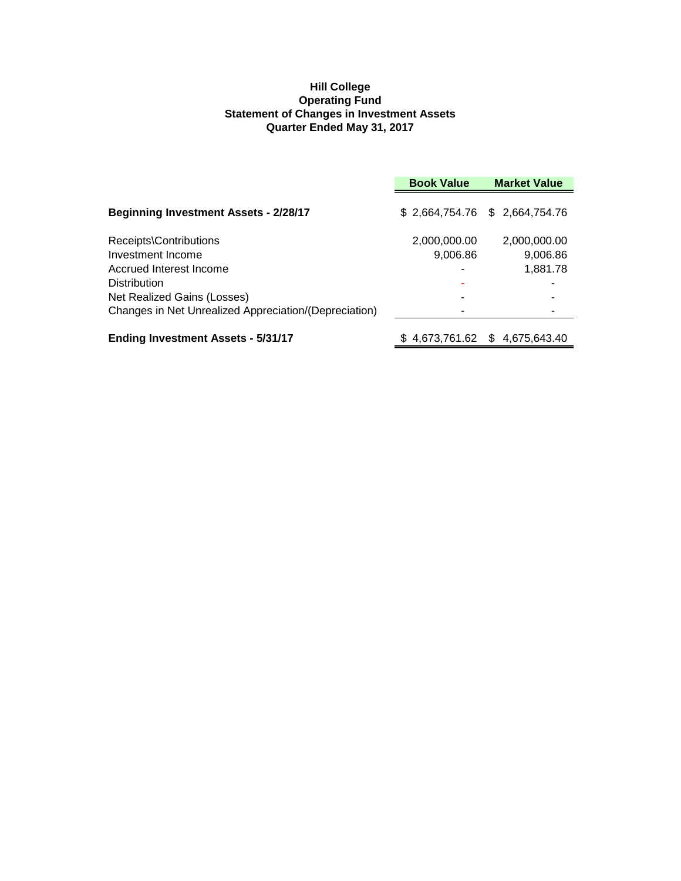**Hill College**
**Operating Fund**
**Statement of Changes in Investment Assets**
**Quarter Ended May 31, 2017**

| | Book Value | Market Value |
|---|---|---|
| **Beginning Investment Assets - 2/28/17** | $ 2,664,754.76 | $ 2,664,754.76 |
| Receipts\Contributions | 2,000,000.00 | 2,000,000.00 |
| Investment Income | 9,006.86 | 9,006.86 |
| Accrued Interest Income | - | 1,881.78 |
| Distribution | - | - |
| Net Realized Gains (Losses) | - | - |
| Changes in Net Unrealized Appreciation/(Depreciation) | - | - |
| **Ending Investment Assets - 5/31/17** | $ 4,673,761.62 | $ 4,675,643.40 |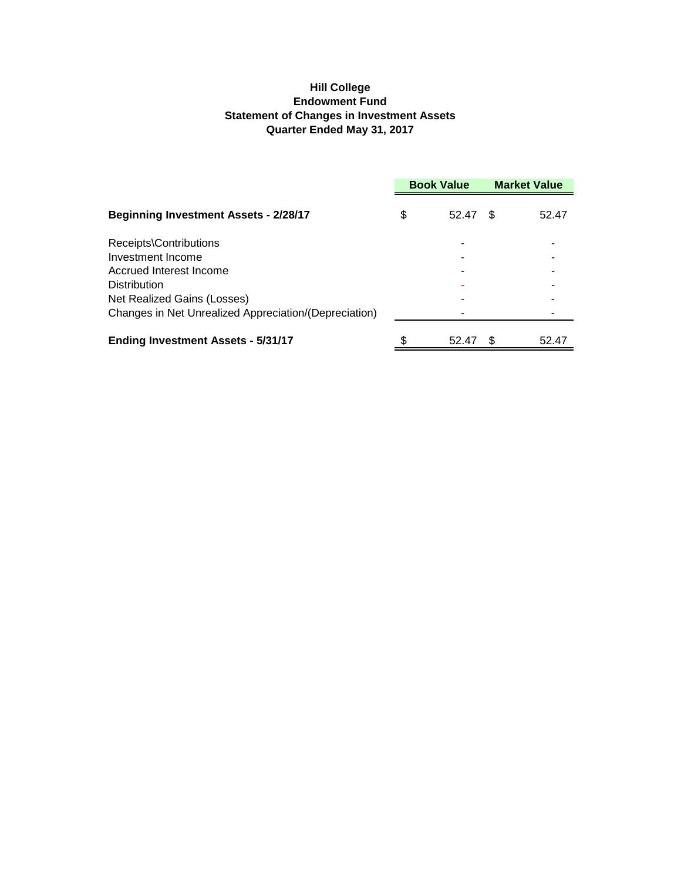**Hill College**
**Endowment Fund**
**Statement of Changes in Investment Assets**
**Quarter Ended May 31, 2017**

| | Book Value | Market Value |
|---|---|---|
| **Beginning Investment Assets - 2/28/17** | $ 52.47 | $ 52.47 |
| Receipts\Contributions | - | - |
| Investment Income | - | - |
| Accrued Interest Income | - | - |
| Distribution | - | - |
| Net Realized Gains (Losses) | - | - |
| Changes in Net Unrealized Appreciation/(Depreciation) | - | - |
| **Ending Investment Assets - 5/31/17** | $ 52.47 | $ 52.47 |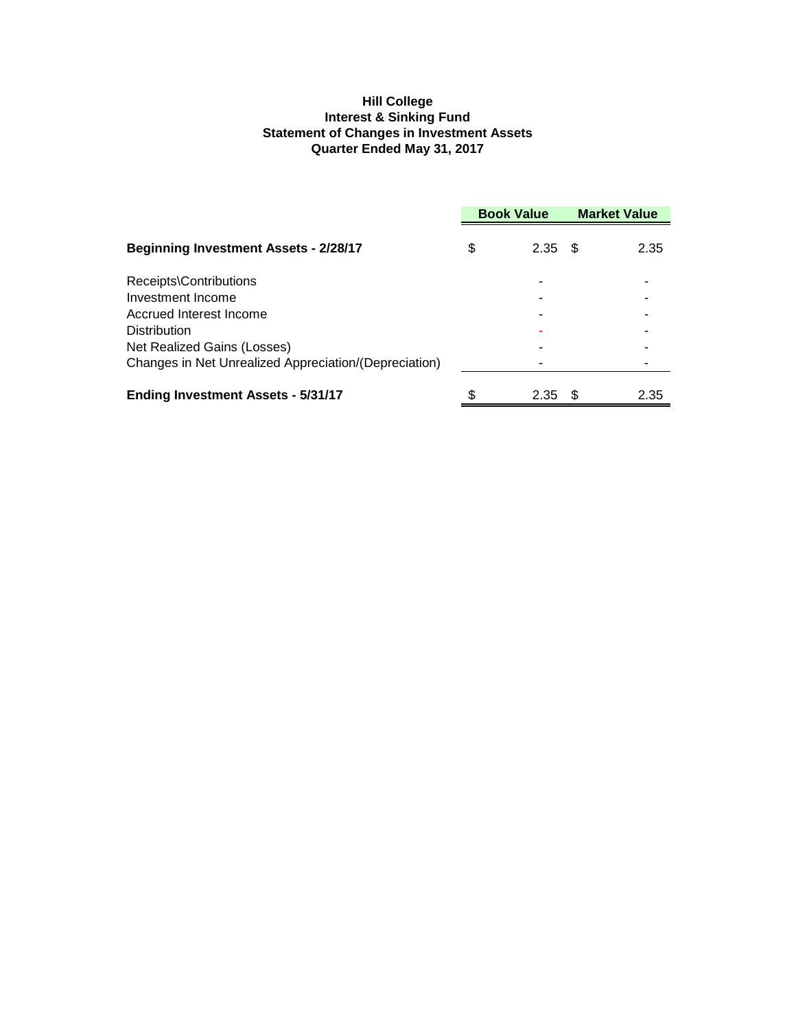**Hill College**
**Interest & Sinking Fund**
**Statement of Changes in Investment Assets**
**Quarter Ended May 31, 2017**

| | Book Value | Market Value |
|---|---|---|
| **Beginning Investment Assets - 2/28/17** | $ 2.35 | $ 2.35 |
| Receipts\Contributions | - | - |
| Investment Income | - | - |
| Accrued Interest Income | - | - |
| Distribution | - | - |
| Net Realized Gains (Losses) | - | - |
| Changes in Net Unrealized Appreciation/(Depreciation) | - | - |
| **Ending Investment Assets - 5/31/17** | $ 2.35 | $ 2.35 |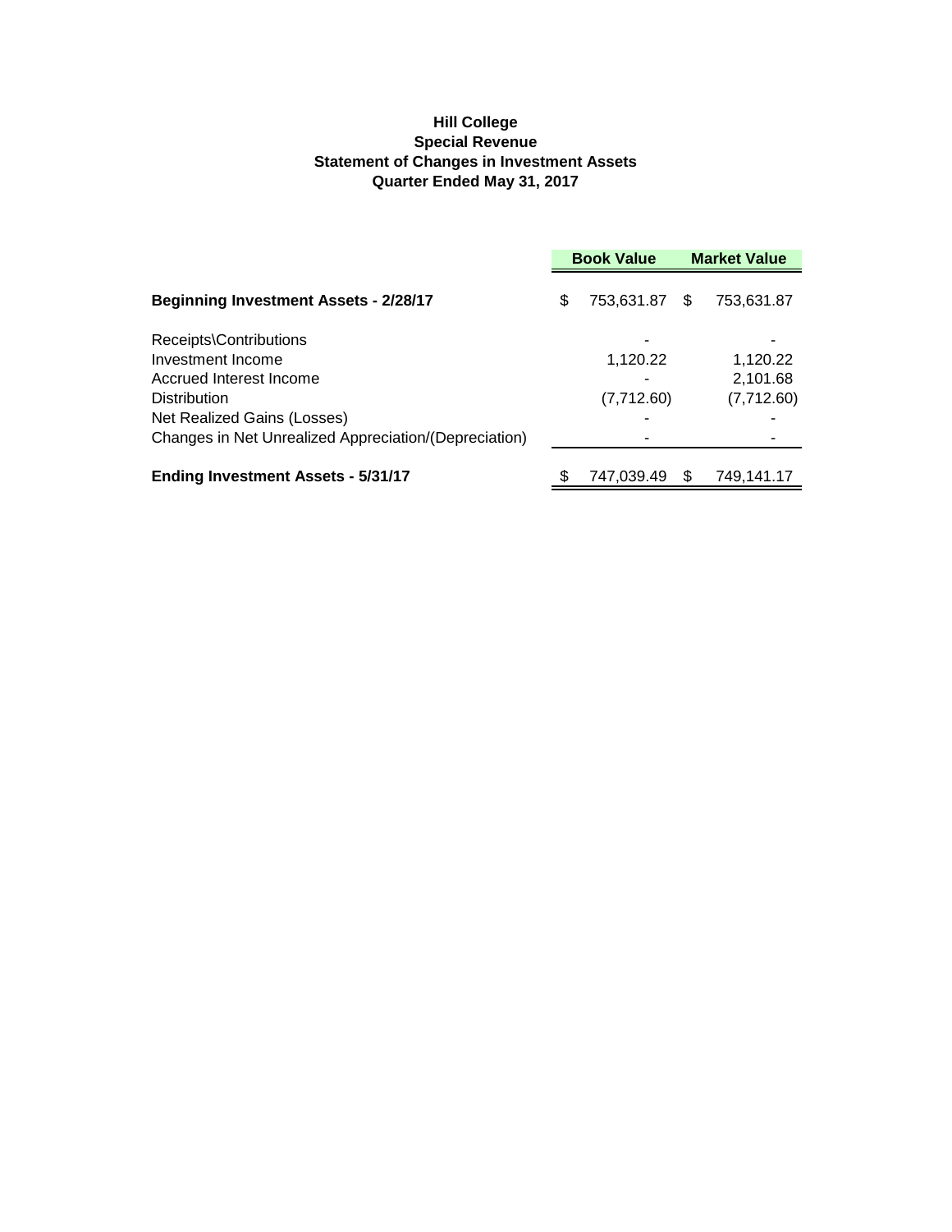**Hill College**
**Special Revenue**
**Statement of Changes in Investment Assets**
**Quarter Ended May 31, 2017**

| | Book Value | Market Value |
|---|---|---|
| **Beginning Investment Assets - 2/28/17** | $ 753,631.87 | $ 753,631.87 |
| Receipts\Contributions | - | - |
| Investment Income | 1,120.22 | 1,120.22 |
| Accrued Interest Income | - | 2,101.68 |
| Distribution | (7,712.60) | (7,712.60) |
| Net Realized Gains (Losses) | - | - |
| Changes in Net Unrealized Appreciation/(Depreciation) | - | - |
| **Ending Investment Assets - 5/31/17** | $ 747,039.49 | $ 749,141.17 |